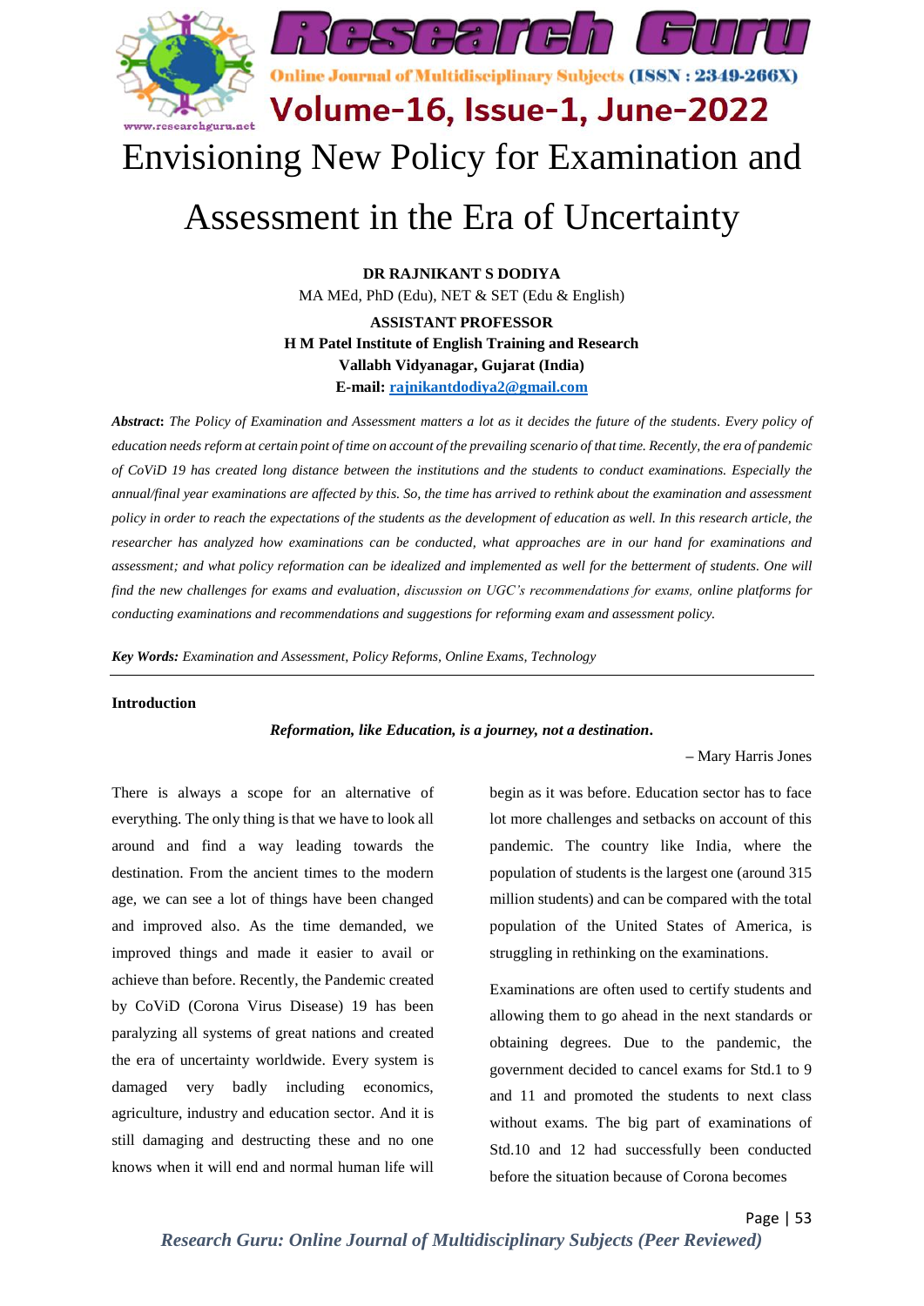# Envisioning New Policy for Examination and Assessment in the Era of Uncertainty

**DR RAJNIKANT S DODIYA**
MA MEd, PhD (Edu), NET & SET (Edu & English)

**ASSISTANT PROFESSOR**
**H M Patel Institute of English Training and Research**
**Vallabh Vidyanagar, Gujarat (India)**
**E-mail: rajnikantdodiya2@gmail.com**

***Abstract*:** *The Policy of Examination and Assessment matters a lot as it decides the future of the students. Every policy of education needs reform at certain point of time on account of the prevailing scenario of that time. Recently, the era of pandemic of CoViD 19 has created long distance between the institutions and the students to conduct examinations. Especially the annual/final year examinations are affected by this. So, the time has arrived to rethink about the examination and assessment policy in order to reach the expectations of the students as the development of education as well. In this research article, the researcher has analyzed how examinations can be conducted, what approaches are in our hand for examinations and assessment; and what policy reformation can be idealized and implemented as well for the betterment of students. One will find the new challenges for exams and evaluation, discussion on UGC's recommendations for exams, online platforms for conducting examinations and recommendations and suggestions for reforming exam and assessment policy.*

***Key Words:*** *Examination and Assessment, Policy Reforms, Online Exams, Technology*

## Introduction

***Reformation, like Education, is a journey, not a destination*.**

– Mary Harris Jones

There is always a scope for an alternative of everything. The only thing is that we have to look all around and find a way leading towards the destination. From the ancient times to the modern age, we can see a lot of things have been changed and improved also. As the time demanded, we improved things and made it easier to avail or achieve than before. Recently, the Pandemic created by CoViD (Corona Virus Disease) 19 has been paralyzing all systems of great nations and created the era of uncertainty worldwide. Every system is damaged very badly including economics, agriculture, industry and education sector. And it is still damaging and destructing these and no one knows when it will end and normal human life will begin as it was before. Education sector has to face lot more challenges and setbacks on account of this pandemic. The country like India, where the population of students is the largest one (around 315 million students) and can be compared with the total population of the United States of America, is struggling in rethinking on the examinations.

Examinations are often used to certify students and allowing them to go ahead in the next standards or obtaining degrees. Due to the pandemic, the government decided to cancel exams for Std.1 to 9 and 11 and promoted the students to next class without exams. The big part of examinations of Std.10 and 12 had successfully been conducted before the situation because of Corona becomes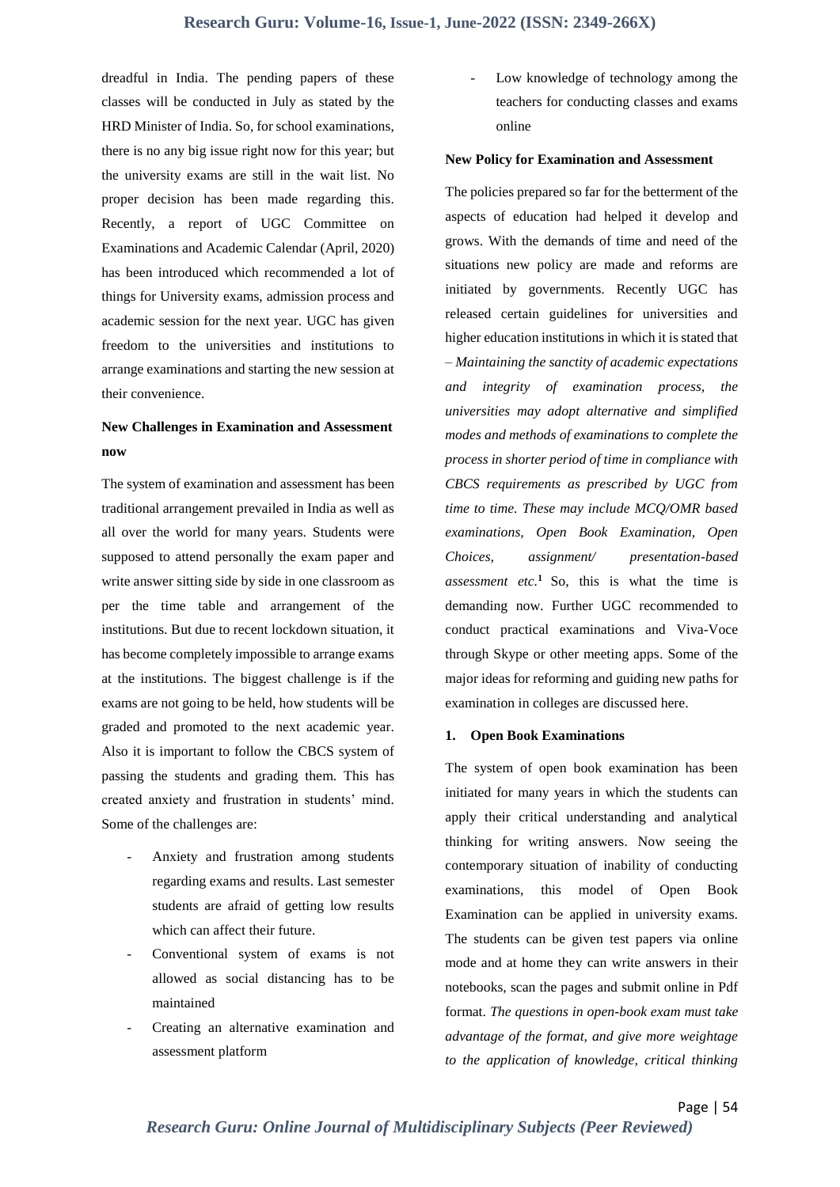dreadful in India. The pending papers of these classes will be conducted in July as stated by the HRD Minister of India. So, for school examinations, there is no any big issue right now for this year; but the university exams are still in the wait list. No proper decision has been made regarding this. Recently, a report of UGC Committee on Examinations and Academic Calendar (April, 2020) has been introduced which recommended a lot of things for University exams, admission process and academic session for the next year. UGC has given freedom to the universities and institutions to arrange examinations and starting the new session at their convenience.

**New Challenges in Examination and Assessment now**

The system of examination and assessment has been traditional arrangement prevailed in India as well as all over the world for many years. Students were supposed to attend personally the exam paper and write answer sitting side by side in one classroom as per the time table and arrangement of the institutions. But due to recent lockdown situation, it has become completely impossible to arrange exams at the institutions. The biggest challenge is if the exams are not going to be held, how students will be graded and promoted to the next academic year. Also it is important to follow the CBCS system of passing the students and grading them. This has created anxiety and frustration in students' mind. Some of the challenges are:

- Anxiety and frustration among students regarding exams and results. Last semester students are afraid of getting low results which can affect their future.
- Conventional system of exams is not allowed as social distancing has to be maintained
- Creating an alternative examination and assessment platform
- Low knowledge of technology among the teachers for conducting classes and exams online

**New Policy for Examination and Assessment**

The policies prepared so far for the betterment of the aspects of education had helped it develop and grows. With the demands of time and need of the situations new policy are made and reforms are initiated by governments. Recently UGC has released certain guidelines for universities and higher education institutions in which it is stated that – *Maintaining the sanctity of academic expectations and integrity of examination process, the universities may adopt alternative and simplified modes and methods of examinations to complete the process in shorter period of time in compliance with CBCS requirements as prescribed by UGC from time to time. These may include MCQ/OMR based examinations, Open Book Examination, Open Choices, assignment/ presentation-based assessment etc.*[1] So, this is what the time is demanding now. Further UGC recommended to conduct practical examinations and Viva-Voce through Skype or other meeting apps. Some of the major ideas for reforming and guiding new paths for examination in colleges are discussed here.

**1. Open Book Examinations**

The system of open book examination has been initiated for many years in which the students can apply their critical understanding and analytical thinking for writing answers. Now seeing the contemporary situation of inability of conducting examinations, this model of Open Book Examination can be applied in university exams. The students can be given test papers via online mode and at home they can write answers in their notebooks, scan the pages and submit online in Pdf format. *The questions in open-book exam must take advantage of the format, and give more weightage to the application of knowledge, critical thinking*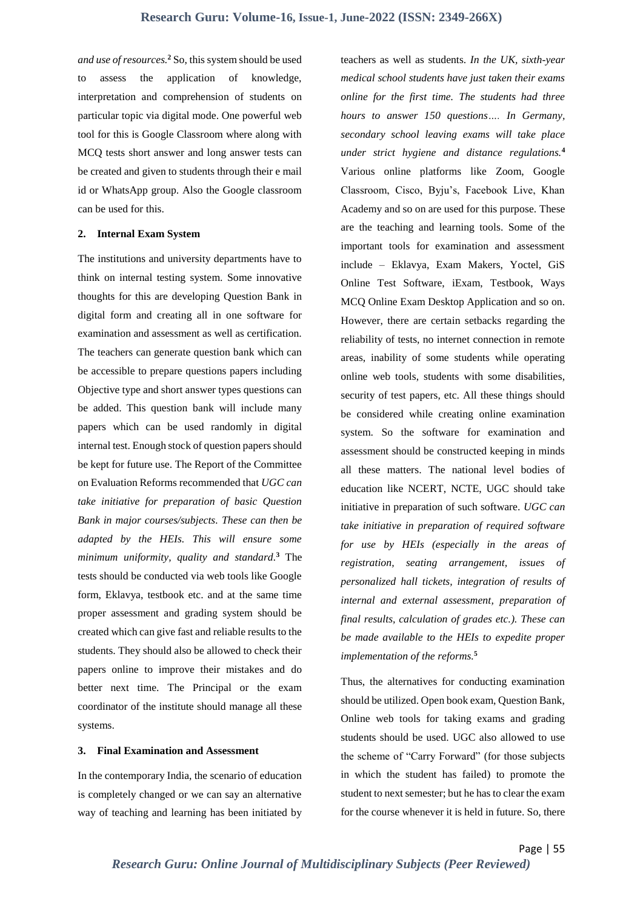*and use of resources.*[2] So, this system should be used to assess the application of knowledge, interpretation and comprehension of students on particular topic via digital mode. One powerful web tool for this is Google Classroom where along with MCQ tests short answer and long answer tests can be created and given to students through their e mail id or WhatsApp group. Also the Google classroom can be used for this.

### 2. Internal Exam System

The institutions and university departments have to think on internal testing system. Some innovative thoughts for this are developing Question Bank in digital form and creating all in one software for examination and assessment as well as certification. The teachers can generate question bank which can be accessible to prepare questions papers including Objective type and short answer types questions can be added. This question bank will include many papers which can be used randomly in digital internal test. Enough stock of question papers should be kept for future use. The Report of the Committee on Evaluation Reforms recommended that *UGC can take initiative for preparation of basic Question Bank in major courses/subjects. These can then be adapted by the HEIs. This will ensure some minimum uniformity, quality and standard.*[3] The tests should be conducted via web tools like Google form, Eklavya, testbook etc. and at the same time proper assessment and grading system should be created which can give fast and reliable results to the students. They should also be allowed to check their papers online to improve their mistakes and do better next time. The Principal or the exam coordinator of the institute should manage all these systems.

### 3. Final Examination and Assessment

In the contemporary India, the scenario of education is completely changed or we can say an alternative way of teaching and learning has been initiated by teachers as well as students. *In the UK, sixth-year medical school students have just taken their exams online for the first time. The students had three hours to answer 150 questions…. In Germany, secondary school leaving exams will take place under strict hygiene and distance regulations.*[4] Various online platforms like Zoom, Google Classroom, Cisco, Byju's, Facebook Live, Khan Academy and so on are used for this purpose. These are the teaching and learning tools. Some of the important tools for examination and assessment include – Eklavya, Exam Makers, Yoctel, GiS Online Test Software, iExam, Testbook, Ways MCQ Online Exam Desktop Application and so on. However, there are certain setbacks regarding the reliability of tests, no internet connection in remote areas, inability of some students while operating online web tools, students with some disabilities, security of test papers, etc. All these things should be considered while creating online examination system. So the software for examination and assessment should be constructed keeping in minds all these matters. The national level bodies of education like NCERT, NCTE, UGC should take initiative in preparation of such software. *UGC can take initiative in preparation of required software for use by HEIs (especially in the areas of registration, seating arrangement, issues of personalized hall tickets, integration of results of internal and external assessment, preparation of final results, calculation of grades etc.). These can be made available to the HEIs to expedite proper implementation of the reforms.*[5]

Thus, the alternatives for conducting examination should be utilized. Open book exam, Question Bank, Online web tools for taking exams and grading students should be used. UGC also allowed to use the scheme of "Carry Forward" (for those subjects in which the student has failed) to promote the student to next semester; but he has to clear the exam for the course whenever it is held in future. So, there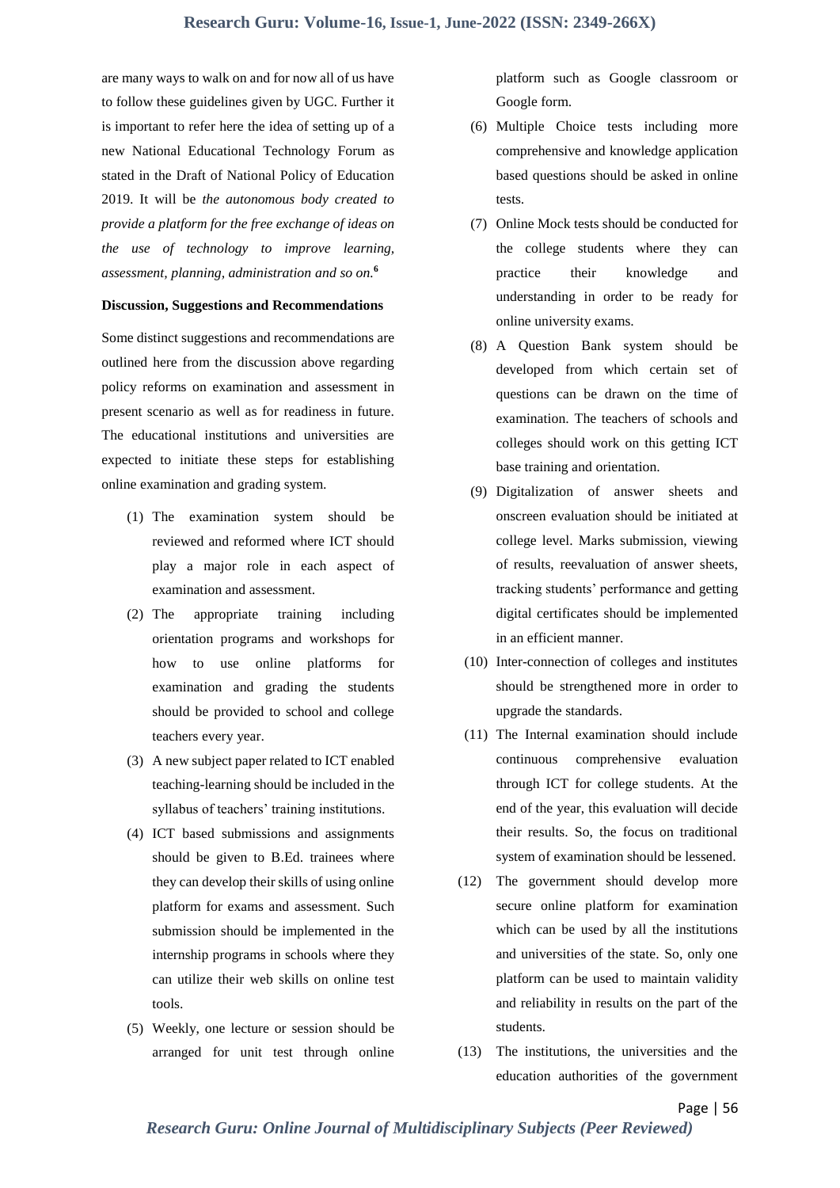are many ways to walk on and for now all of us have to follow these guidelines given by UGC. Further it is important to refer here the idea of setting up of a new National Educational Technology Forum as stated in the Draft of National Policy of Education 2019. It will be *the autonomous body created to provide a platform for the free exchange of ideas on the use of technology to improve learning, assessment, planning, administration and so on.*[6]

**Discussion, Suggestions and Recommendations**

Some distinct suggestions and recommendations are outlined here from the discussion above regarding policy reforms on examination and assessment in present scenario as well as for readiness in future. The educational institutions and universities are expected to initiate these steps for establishing online examination and grading system.

(1) The examination system should be reviewed and reformed where ICT should play a major role in each aspect of examination and assessment.

(2) The appropriate training including orientation programs and workshops for how to use online platforms for examination and grading the students should be provided to school and college teachers every year.

(3) A new subject paper related to ICT enabled teaching-learning should be included in the syllabus of teachers' training institutions.

(4) ICT based submissions and assignments should be given to B.Ed. trainees where they can develop their skills of using online platform for exams and assessment. Such submission should be implemented in the internship programs in schools where they can utilize their web skills on online test tools.

(5) Weekly, one lecture or session should be arranged for unit test through online platform such as Google classroom or Google form.

(6) Multiple Choice tests including more comprehensive and knowledge application based questions should be asked in online tests.

(7) Online Mock tests should be conducted for the college students where they can practice their knowledge and understanding in order to be ready for online university exams.

(8) A Question Bank system should be developed from which certain set of questions can be drawn on the time of examination. The teachers of schools and colleges should work on this getting ICT base training and orientation.

(9) Digitalization of answer sheets and onscreen evaluation should be initiated at college level. Marks submission, viewing of results, reevaluation of answer sheets, tracking students' performance and getting digital certificates should be implemented in an efficient manner.

(10) Inter-connection of colleges and institutes should be strengthened more in order to upgrade the standards.

(11) The Internal examination should include continuous comprehensive evaluation through ICT for college students. At the end of the year, this evaluation will decide their results. So, the focus on traditional system of examination should be lessened.

(12) The government should develop more secure online platform for examination which can be used by all the institutions and universities of the state. So, only one platform can be used to maintain validity and reliability in results on the part of the students.

(13) The institutions, the universities and the education authorities of the government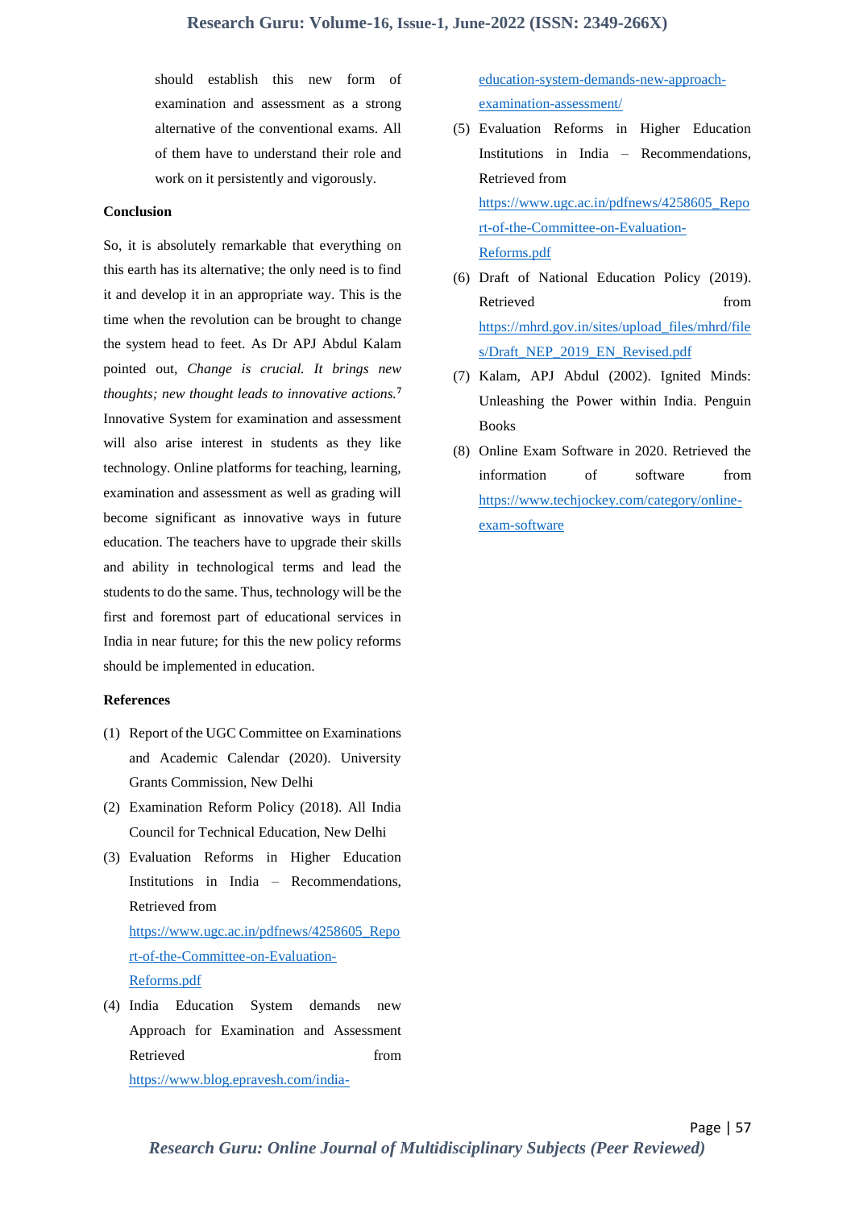should establish this new form of examination and assessment as a strong alternative of the conventional exams. All of them have to understand their role and work on it persistently and vigorously.

**Conclusion**

So, it is absolutely remarkable that everything on this earth has its alternative; the only need is to find it and develop it in an appropriate way. This is the time when the revolution can be brought to change the system head to feet. As Dr APJ Abdul Kalam pointed out, *Change is crucial. It brings new thoughts; new thought leads to innovative actions.*[7] Innovative System for examination and assessment will also arise interest in students as they like technology. Online platforms for teaching, learning, examination and assessment as well as grading will become significant as innovative ways in future education. The teachers have to upgrade their skills and ability in technological terms and lead the students to do the same. Thus, technology will be the first and foremost part of educational services in India in near future; for this the new policy reforms should be implemented in education.

**References**

(1) Report of the UGC Committee on Examinations and Academic Calendar (2020). University Grants Commission, New Delhi

(2) Examination Reform Policy (2018). All India Council for Technical Education, New Delhi

(3) Evaluation Reforms in Higher Education Institutions in India – Recommendations, Retrieved from https://www.ugc.ac.in/pdfnews/4258605_Report-of-the-Committee-on-Evaluation-Reforms.pdf

(4) India Education System demands new Approach for Examination and Assessment Retrieved from https://www.blog.epravesh.com/india-education-system-demands-new-approach-examination-assessment/

(5) Evaluation Reforms in Higher Education Institutions in India – Recommendations, Retrieved from https://www.ugc.ac.in/pdfnews/4258605_Report-of-the-Committee-on-Evaluation-Reforms.pdf

(6) Draft of National Education Policy (2019). Retrieved from https://mhrd.gov.in/sites/upload_files/mhrd/files/Draft_NEP_2019_EN_Revised.pdf

(7) Kalam, APJ Abdul (2002). Ignited Minds: Unleashing the Power within India. Penguin Books

(8) Online Exam Software in 2020. Retrieved the information of software from https://www.techjockey.com/category/online-exam-software